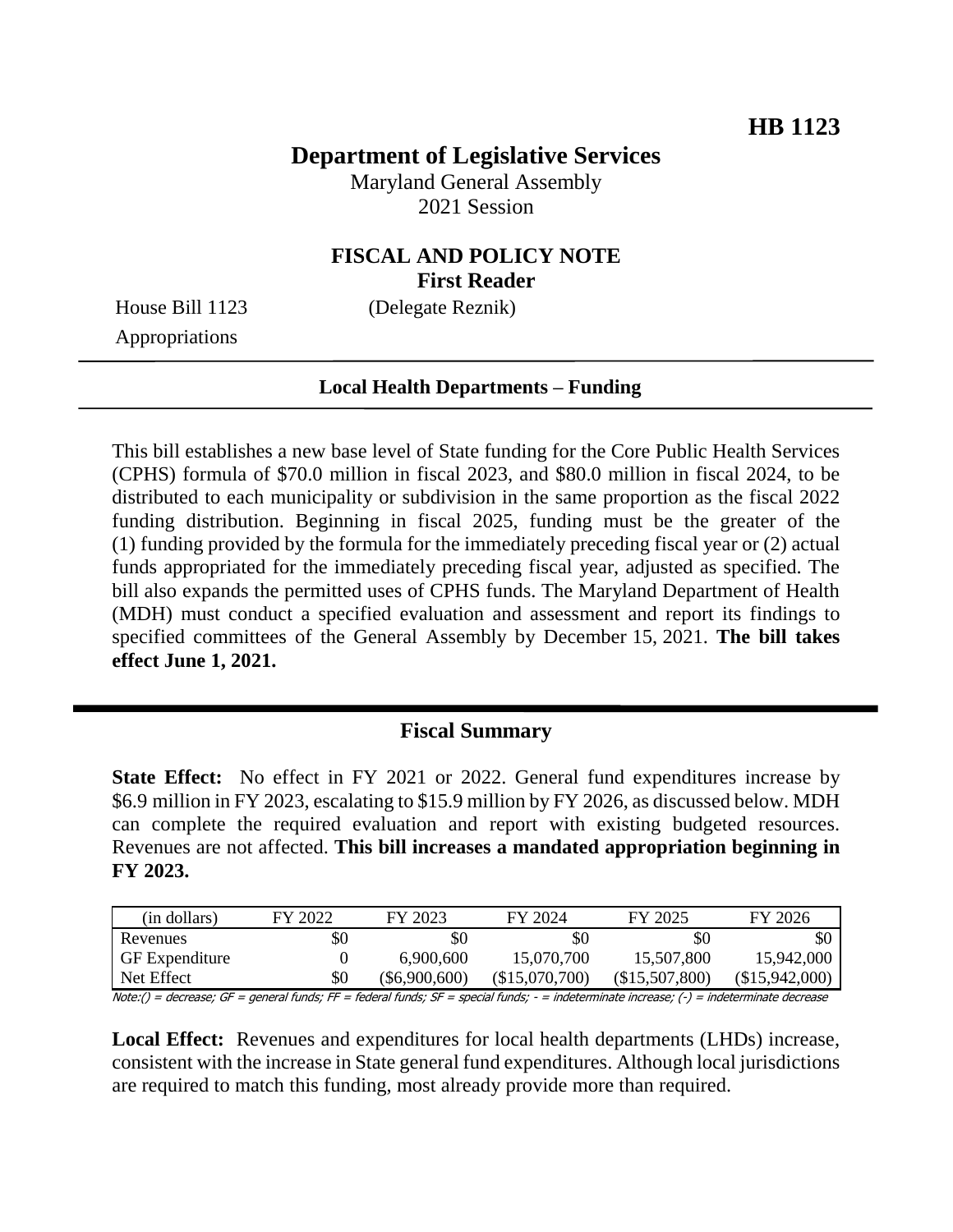**HB 1123**

# Department of Legislative Services

Maryland General Assembly
2021 Session

## FISCAL AND POLICY NOTE
**First Reader**

House Bill 1123 (Delegate Reznik)
Appropriations

**Local Health Departments – Funding**

This bill establishes a new base level of State funding for the Core Public Health Services (CPHS) formula of $70.0 million in fiscal 2023, and $80.0 million in fiscal 2024, to be distributed to each municipality or subdivision in the same proportion as the fiscal 2022 funding distribution. Beginning in fiscal 2025, funding must be the greater of the (1) funding provided by the formula for the immediately preceding fiscal year or (2) actual funds appropriated for the immediately preceding fiscal year, adjusted as specified. The bill also expands the permitted uses of CPHS funds. The Maryland Department of Health (MDH) must conduct a specified evaluation and assessment and report its findings to specified committees of the General Assembly by December 15, 2021. **The bill takes effect June 1, 2021.**

## Fiscal Summary

**State Effect:** No effect in FY 2021 or 2022. General fund expenditures increase by $6.9 million in FY 2023, escalating to $15.9 million by FY 2026, as discussed below. MDH can complete the required evaluation and report with existing budgeted resources. Revenues are not affected. **This bill increases a mandated appropriation beginning in FY 2023.**

| (in dollars) | FY 2022 | FY 2023 | FY 2024 | FY 2025 | FY 2026 |
|---|---|---|---|---|---|
| Revenues | $0 | $0 | $0 | $0 | $0 |
| GF Expenditure | 0 | 6,900,600 | 15,070,700 | 15,507,800 | 15,942,000 |
| Net Effect | $0 | ($6,900,600) | ($15,070,700) | ($15,507,800) | ($15,942,000) |

Note:() = decrease; GF = general funds; FF = federal funds; SF = special funds; - = indeterminate increase; (-) = indeterminate decrease

**Local Effect:** Revenues and expenditures for local health departments (LHDs) increase, consistent with the increase in State general fund expenditures. Although local jurisdictions are required to match this funding, most already provide more than required.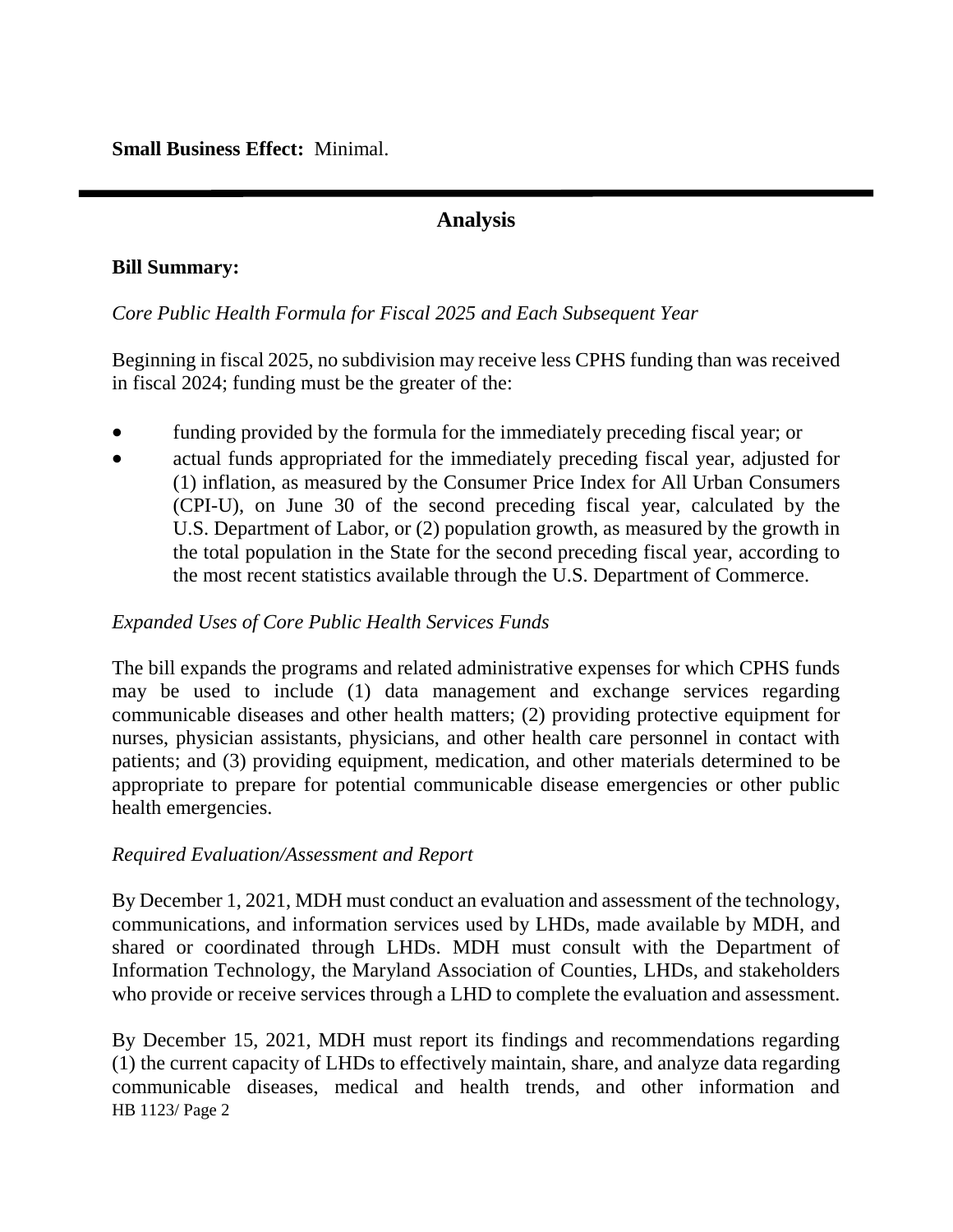**Small Business Effect:** Minimal.

---

## Analysis

**Bill Summary:**

*Core Public Health Formula for Fiscal 2025 and Each Subsequent Year*

Beginning in fiscal 2025, no subdivision may receive less CPHS funding than was received in fiscal 2024; funding must be the greater of the:

- funding provided by the formula for the immediately preceding fiscal year; or
- actual funds appropriated for the immediately preceding fiscal year, adjusted for (1) inflation, as measured by the Consumer Price Index for All Urban Consumers (CPI-U), on June 30 of the second preceding fiscal year, calculated by the U.S. Department of Labor, or (2) population growth, as measured by the growth in the total population in the State for the second preceding fiscal year, according to the most recent statistics available through the U.S. Department of Commerce.

*Expanded Uses of Core Public Health Services Funds*

The bill expands the programs and related administrative expenses for which CPHS funds may be used to include (1) data management and exchange services regarding communicable diseases and other health matters; (2) providing protective equipment for nurses, physician assistants, physicians, and other health care personnel in contact with patients; and (3) providing equipment, medication, and other materials determined to be appropriate to prepare for potential communicable disease emergencies or other public health emergencies.

*Required Evaluation/Assessment and Report*

By December 1, 2021, MDH must conduct an evaluation and assessment of the technology, communications, and information services used by LHDs, made available by MDH, and shared or coordinated through LHDs. MDH must consult with the Department of Information Technology, the Maryland Association of Counties, LHDs, and stakeholders who provide or receive services through a LHD to complete the evaluation and assessment.

By December 15, 2021, MDH must report its findings and recommendations regarding (1) the current capacity of LHDs to effectively maintain, share, and analyze data regarding communicable diseases, medical and health trends, and other information and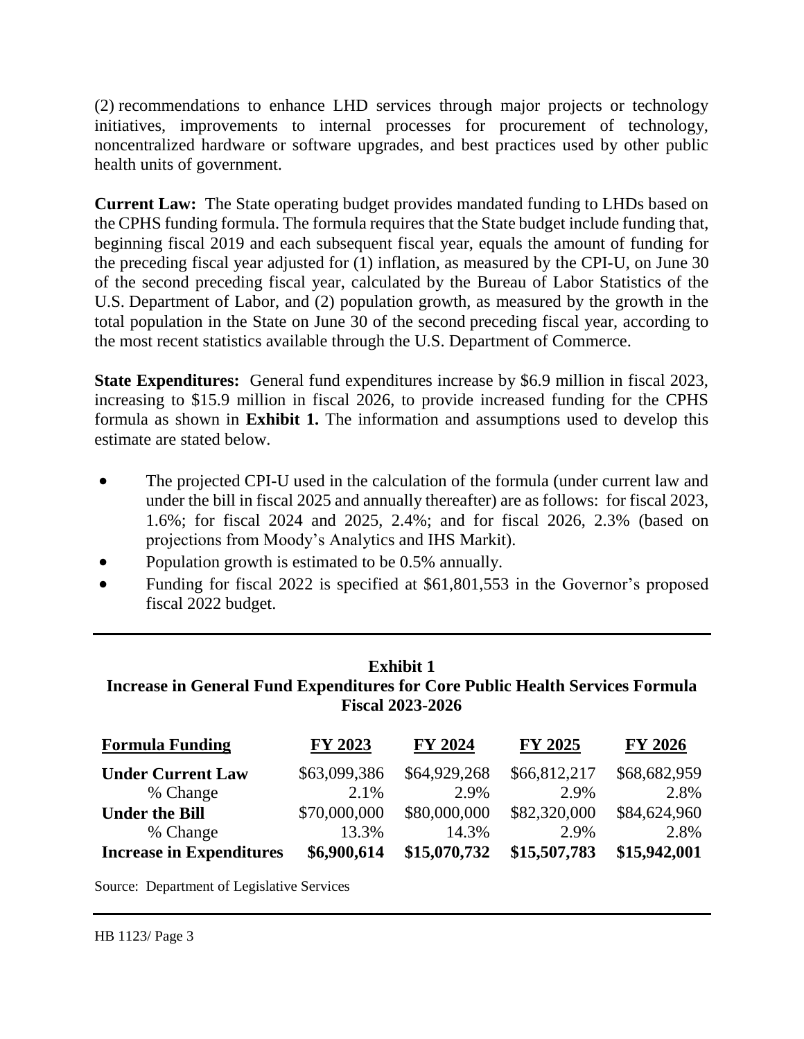(2) recommendations to enhance LHD services through major projects or technology initiatives, improvements to internal processes for procurement of technology, noncentralized hardware or software upgrades, and best practices used by other public health units of government.

**Current Law:** The State operating budget provides mandated funding to LHDs based on the CPHS funding formula. The formula requires that the State budget include funding that, beginning fiscal 2019 and each subsequent fiscal year, equals the amount of funding for the preceding fiscal year adjusted for (1) inflation, as measured by the CPI-U, on June 30 of the second preceding fiscal year, calculated by the Bureau of Labor Statistics of the U.S. Department of Labor, and (2) population growth, as measured by the growth in the total population in the State on June 30 of the second preceding fiscal year, according to the most recent statistics available through the U.S. Department of Commerce.

**State Expenditures:** General fund expenditures increase by $6.9 million in fiscal 2023, increasing to $15.9 million in fiscal 2026, to provide increased funding for the CPHS formula as shown in **Exhibit 1.** The information and assumptions used to develop this estimate are stated below.

- The projected CPI-U used in the calculation of the formula (under current law and under the bill in fiscal 2025 and annually thereafter) are as follows: for fiscal 2023, 1.6%; for fiscal 2024 and 2025, 2.4%; and for fiscal 2026, 2.3% (based on projections from Moody's Analytics and IHS Markit).
- Population growth is estimated to be 0.5% annually.
- Funding for fiscal 2022 is specified at $61,801,553 in the Governor's proposed fiscal 2022 budget.

**Exhibit 1**
**Increase in General Fund Expenditures for Core Public Health Services Formula**
**Fiscal 2023-2026**

| Formula Funding | FY 2023 | FY 2024 | FY 2025 | FY 2026 |
|---|---|---|---|---|
| **Under Current Law** | $63,099,386 | $64,929,268 | $66,812,217 | $68,682,959 |
| % Change | 2.1% | 2.9% | 2.9% | 2.8% |
| **Under the Bill** | $70,000,000 | $80,000,000 | $82,320,000 | $84,624,960 |
| % Change | 13.3% | 14.3% | 2.9% | 2.8% |
| **Increase in Expenditures** | **$6,900,614** | **$15,070,732** | **$15,507,783** | **$15,942,001** |

Source: Department of Legislative Services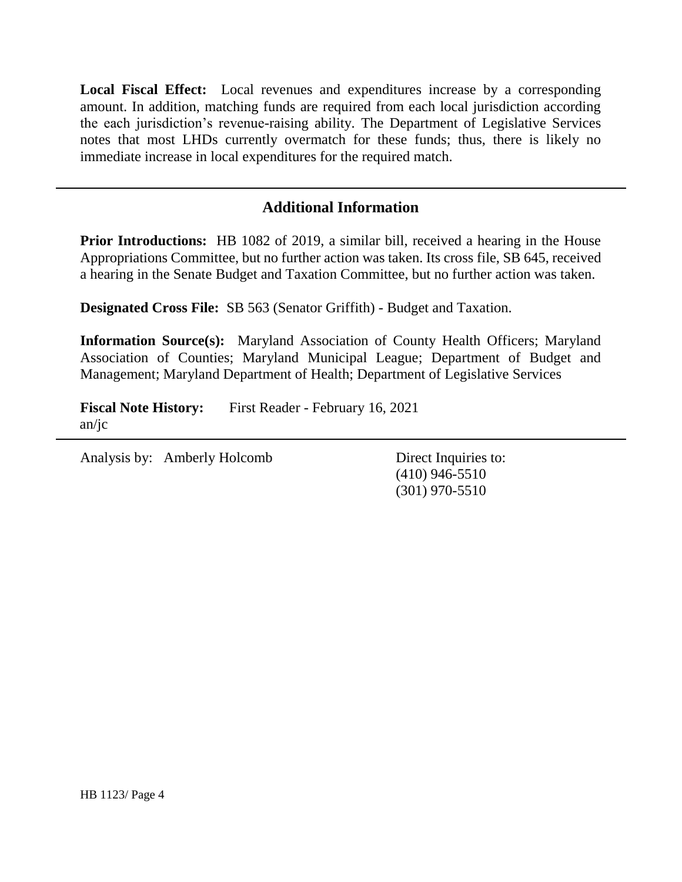**Local Fiscal Effect:** Local revenues and expenditures increase by a corresponding amount. In addition, matching funds are required from each local jurisdiction according the each jurisdiction's revenue-raising ability. The Department of Legislative Services notes that most LHDs currently overmatch for these funds; thus, there is likely no immediate increase in local expenditures for the required match.

---

## Additional Information

**Prior Introductions:** HB 1082 of 2019, a similar bill, received a hearing in the House Appropriations Committee, but no further action was taken. Its cross file, SB 645, received a hearing in the Senate Budget and Taxation Committee, but no further action was taken.

**Designated Cross File:** SB 563 (Senator Griffith) - Budget and Taxation.

**Information Source(s):** Maryland Association of County Health Officers; Maryland Association of Counties; Maryland Municipal League; Department of Budget and Management; Maryland Department of Health; Department of Legislative Services

**Fiscal Note History:** First Reader - February 16, 2021
an/jc

---

Analysis by: Amberly Holcomb

Direct Inquiries to:
(410) 946-5510
(301) 970-5510